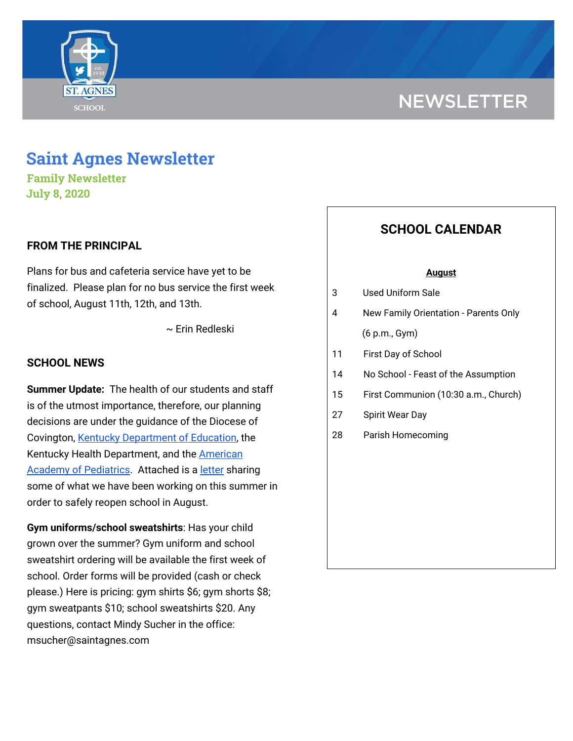NEWSLETTER

# Saint Agnes Newsletter

**Family Newsletter**
**July 8, 2020**

## FROM THE PRINCIPAL

Plans for bus and cafeteria service have yet to be finalized. Please plan for no bus service the first week of school, August 11th, 12th, and 13th.

~ Erin Redleski

## SCHOOL NEWS

**Summer Update:** The health of our students and staff is of the utmost importance, therefore, our planning decisions are under the guidance of the Diocese of Covington, Kentucky Department of Education, the Kentucky Health Department, and the American Academy of Pediatrics. Attached is a letter sharing some of what we have been working on this summer in order to safely reopen school in August.

**Gym uniforms/school sweatshirts**: Has your child grown over the summer? Gym uniform and school sweatshirt ordering will be available the first week of school. Order forms will be provided (cash or check please.) Here is pricing: gym shirts $6; gym shorts $8; gym sweatpants $10; school sweatshirts $20. Any questions, contact Mindy Sucher in the office: msucher@saintagnes.com

## SCHOOL CALENDAR

**August**

| | |
|---|---|
| 3 | Used Uniform Sale |
| 4 | New Family Orientation - Parents Only (6 p.m., Gym) |
| 11 | First Day of School |
| 14 | No School - Feast of the Assumption |
| 15 | First Communion (10:30 a.m., Church) |
| 27 | Spirit Wear Day |
| 28 | Parish Homecoming |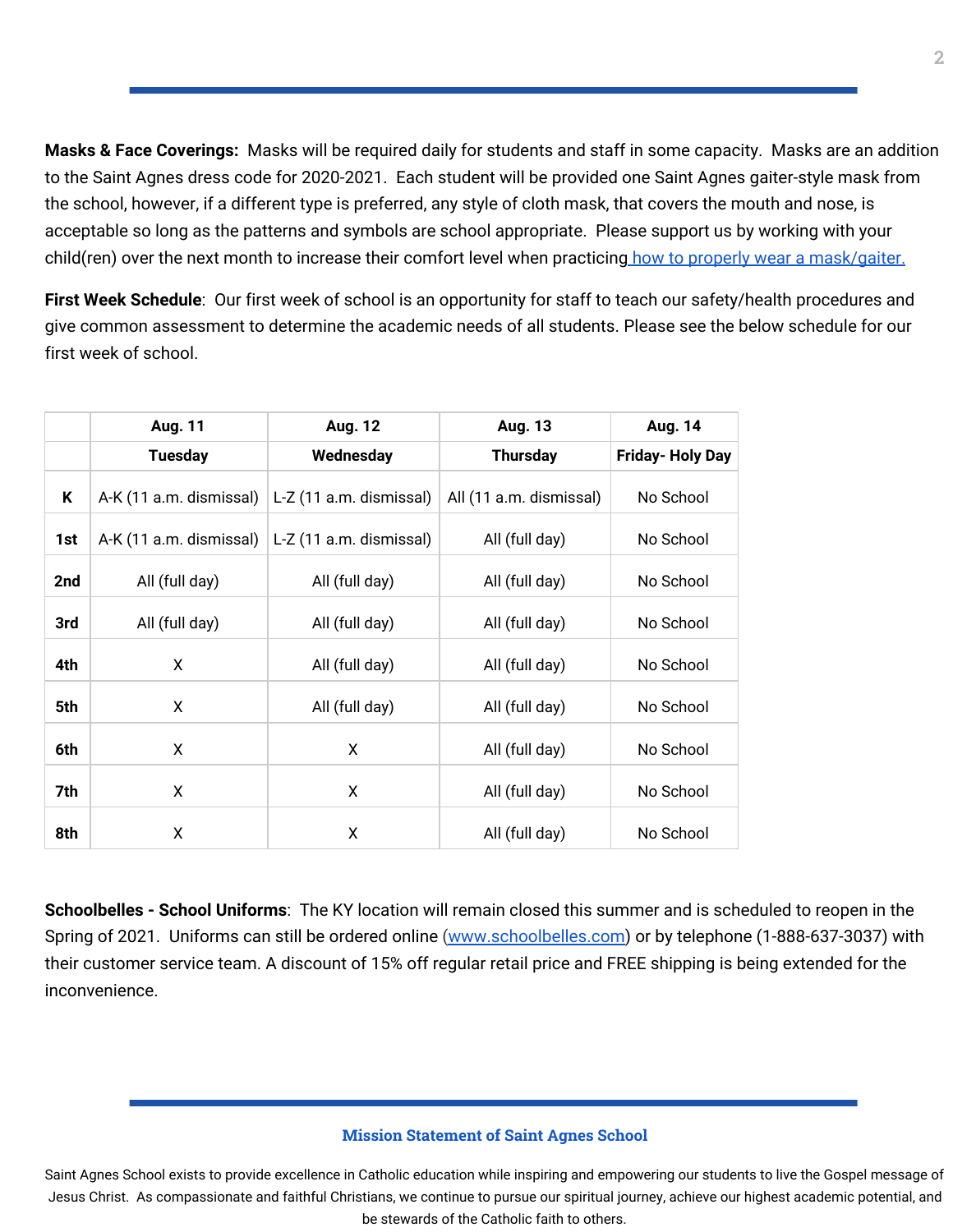**Masks & Face Coverings:** Masks will be required daily for students and staff in some capacity. Masks are an addition to the Saint Agnes dress code for 2020-2021. Each student will be provided one Saint Agnes gaiter-style mask from the school, however, if a different type is preferred, any style of cloth mask, that covers the mouth and nose, is acceptable so long as the patterns and symbols are school appropriate. Please support us by working with your child(ren) over the next month to increase their comfort level when practicing how to properly wear a mask/gaiter.

**First Week Schedule**: Our first week of school is an opportunity for staff to teach our safety/health procedures and give common assessment to determine the academic needs of all students. Please see the below schedule for our first week of school.

| | Aug. 11 | Aug. 12 | Aug. 13 | Aug. 14 |
|---|---|---|---|---|
| | **Tuesday** | **Wednesday** | **Thursday** | **Friday- Holy Day** |
| **K** | A-K (11 a.m. dismissal) | L-Z (11 a.m. dismissal) | All (11 a.m. dismissal) | No School |
| **1st** | A-K (11 a.m. dismissal) | L-Z (11 a.m. dismissal) | All (full day) | No School |
| **2nd** | All (full day) | All (full day) | All (full day) | No School |
| **3rd** | All (full day) | All (full day) | All (full day) | No School |
| **4th** | X | All (full day) | All (full day) | No School |
| **5th** | X | All (full day) | All (full day) | No School |
| **6th** | X | X | All (full day) | No School |
| **7th** | X | X | All (full day) | No School |
| **8th** | X | X | All (full day) | No School |

**Schoolbelles - School Uniforms**: The KY location will remain closed this summer and is scheduled to reopen in the Spring of 2021. Uniforms can still be ordered online (www.schoolbelles.com) or by telephone (1-888-637-3037) with their customer service team. A discount of 15% off regular retail price and FREE shipping is being extended for the inconvenience.

**Mission Statement of Saint Agnes School**

Saint Agnes School exists to provide excellence in Catholic education while inspiring and empowering our students to live the Gospel message of Jesus Christ. As compassionate and faithful Christians, we continue to pursue our spiritual journey, achieve our highest academic potential, and be stewards of the Catholic faith to others.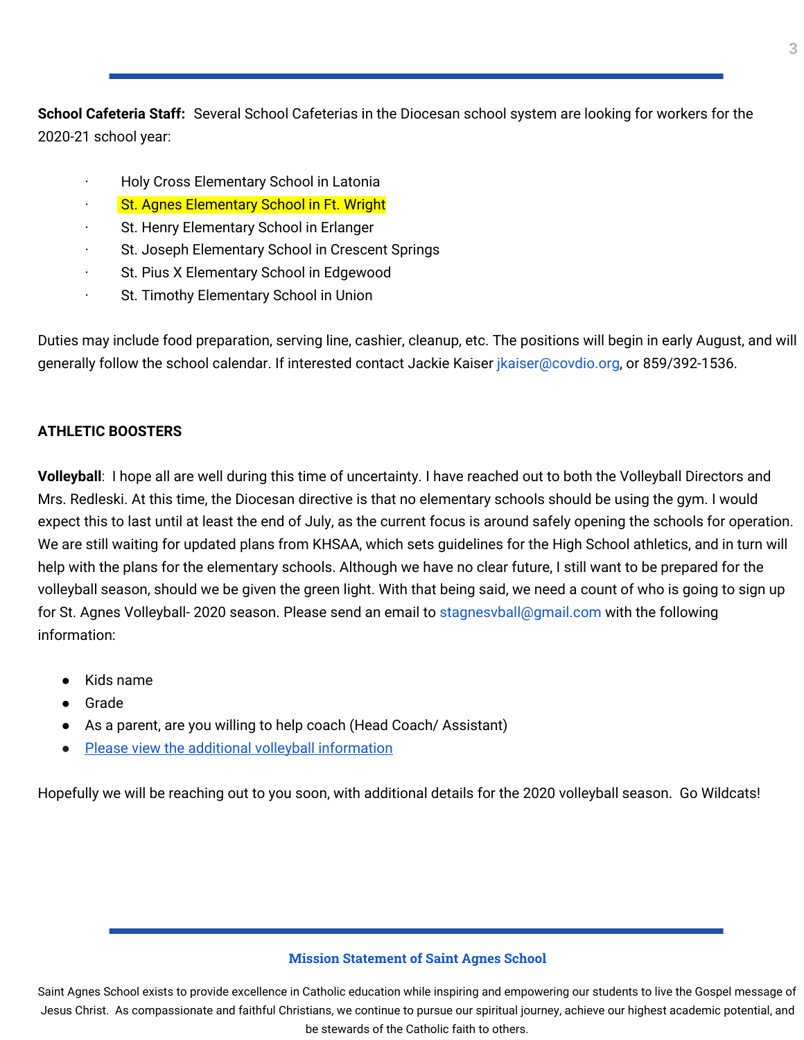**School Cafeteria Staff:** Several School Cafeterias in the Diocesan school system are looking for workers for the 2020-21 school year:

- Holy Cross Elementary School in Latonia
- St. Agnes Elementary School in Ft. Wright
- St. Henry Elementary School in Erlanger
- St. Joseph Elementary School in Crescent Springs
- St. Pius X Elementary School in Edgewood
- St. Timothy Elementary School in Union

Duties may include food preparation, serving line, cashier, cleanup, etc. The positions will begin in early August, and will generally follow the school calendar. If interested contact Jackie Kaiser jkaiser@covdio.org, or 859/392-1536.

**ATHLETIC BOOSTERS**

**Volleyball**: I hope all are well during this time of uncertainty. I have reached out to both the Volleyball Directors and Mrs. Redleski. At this time, the Diocesan directive is that no elementary schools should be using the gym. I would expect this to last until at least the end of July, as the current focus is around safely opening the schools for operation. We are still waiting for updated plans from KHSAA, which sets guidelines for the High School athletics, and in turn will help with the plans for the elementary schools. Although we have no clear future, I still want to be prepared for the volleyball season, should we be given the green light. With that being said, we need a count of who is going to sign up for St. Agnes Volleyball- 2020 season. Please send an email to stagnesvball@gmail.com with the following information:

- Kids name
- Grade
- As a parent, are you willing to help coach (Head Coach/ Assistant)
- Please view the additional volleyball information

Hopefully we will be reaching out to you soon, with additional details for the 2020 volleyball season. Go Wildcats!

**Mission Statement of Saint Agnes School**

Saint Agnes School exists to provide excellence in Catholic education while inspiring and empowering our students to live the Gospel message of Jesus Christ. As compassionate and faithful Christians, we continue to pursue our spiritual journey, achieve our highest academic potential, and be stewards of the Catholic faith to others.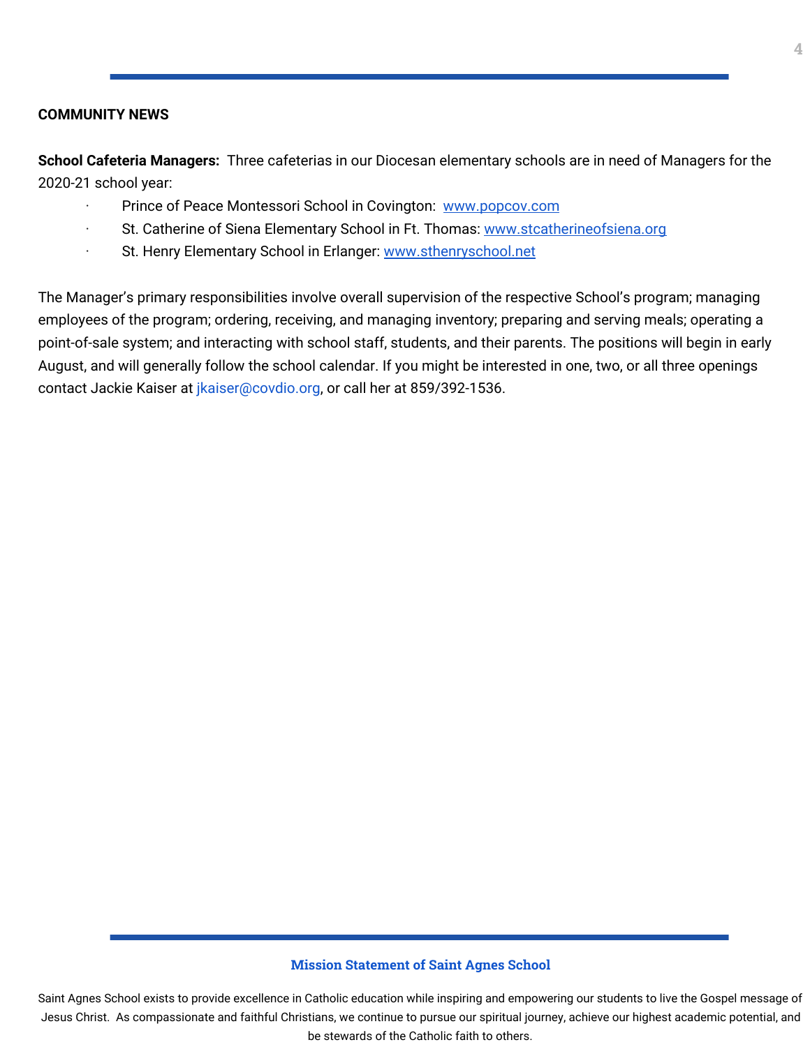**COMMUNITY NEWS**

**School Cafeteria Managers:** Three cafeterias in our Diocesan elementary schools are in need of Managers for the 2020-21 school year:

- Prince of Peace Montessori School in Covington: www.popcov.com
- St. Catherine of Siena Elementary School in Ft. Thomas: www.stcatherineofsiena.org
- St. Henry Elementary School in Erlanger: www.sthenryschool.net

The Manager's primary responsibilities involve overall supervision of the respective School's program; managing employees of the program; ordering, receiving, and managing inventory; preparing and serving meals; operating a point-of-sale system; and interacting with school staff, students, and their parents. The positions will begin in early August, and will generally follow the school calendar. If you might be interested in one, two, or all three openings contact Jackie Kaiser at jkaiser@covdio.org, or call her at 859/392-1536.

**Mission Statement of Saint Agnes School**

Saint Agnes School exists to provide excellence in Catholic education while inspiring and empowering our students to live the Gospel message of Jesus Christ. As compassionate and faithful Christians, we continue to pursue our spiritual journey, achieve our highest academic potential, and be stewards of the Catholic faith to others.